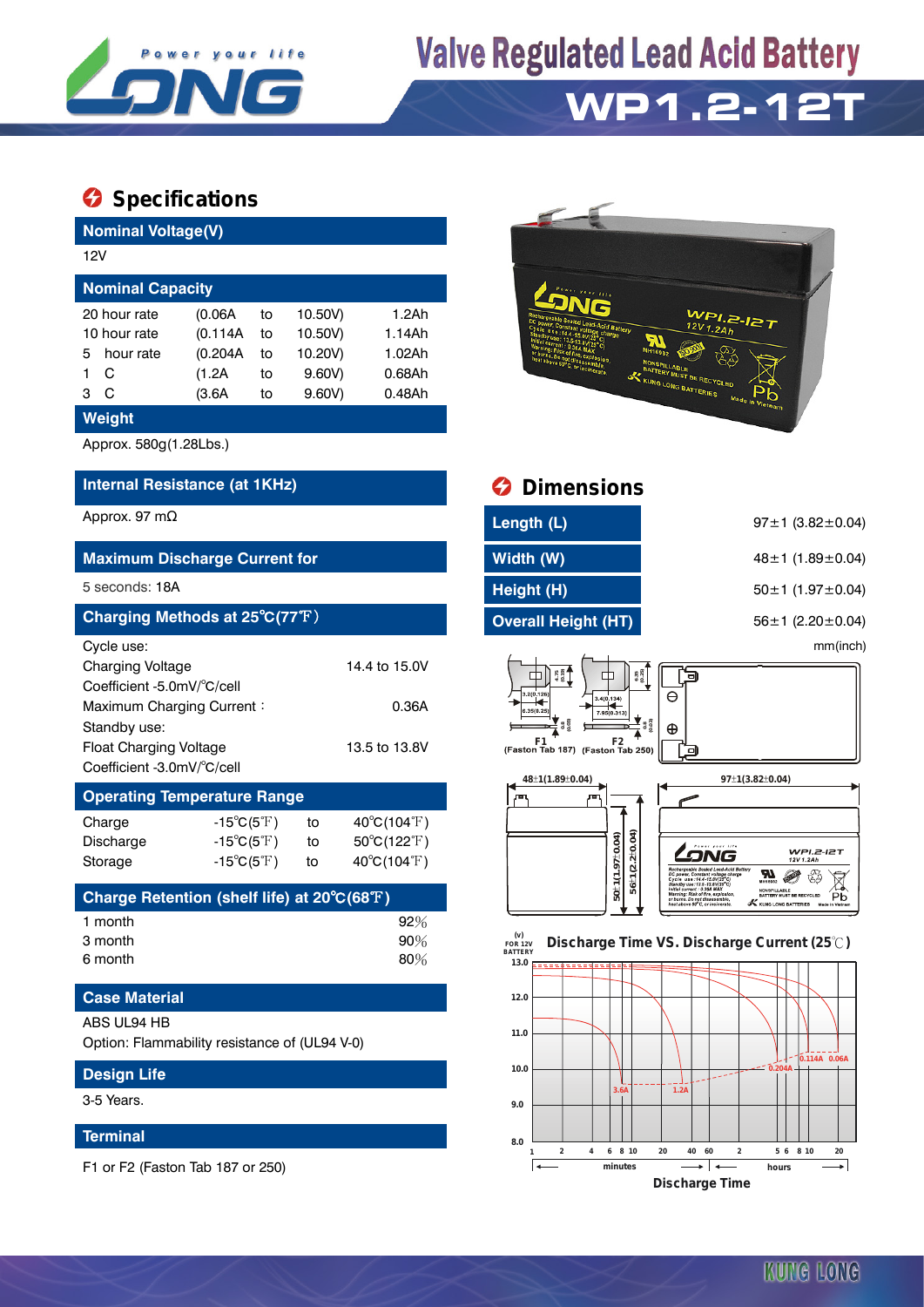# Valve Regulated Lead Acid Battery

## WP1.2-12T

## Specifications

### Nominal Voltage(V)

12V

### Nominal Capacity

| | | | | |
|---|---|---|---|---|
| 20 hour rate | (0.06A | to | 10.50V) | 1.2Ah |
| 10 hour rate | (0.114A | to | 10.50V) | 1.14Ah |
| 5 hour rate | (0.204A | to | 10.20V) | 1.02Ah |
| 1 C | (1.2A | to | 9.60V) | 0.68Ah |
| 3 C | (3.6A | to | 9.60V) | 0.48Ah |

### Weight

Approx. 580g(1.28Lbs.)

### Internal Resistance (at 1KHz)

Approx. 97 mΩ

### Maximum Discharge Current for

5 seconds: 18A

### Charging Methods at 25℃(77℉)

Cycle use:

Charging Voltage 14.4 to 15.0V

Coefficient -5.0mV/℃/cell

Maximum Charging Current： 0.36A

Standby use:

Float Charging Voltage 13.5 to 13.8V

Coefficient -3.0mV/℃/cell

### Operating Temperature Range

| | | | |
|---|---|---|---|
| Charge | -15℃(5℉) | to | 40℃(104℉) |
| Discharge | -15℃(5℉) | to | 50℃(122℉) |
| Storage | -15℃(5℉) | to | 40℃(104℉) |

### Charge Retention (shelf life) at 20℃(68℉)

| | |
|---|---|
| 1 month | 92% |
| 3 month | 90% |
| 6 month | 80% |

### Case Material

ABS UL94 HB

Option: Flammability resistance of (UL94 V-0)

### Design Life

3-5 Years.

### Terminal

F1 or F2 (Faston Tab 187 or 250)

## Dimensions

| | |
|---|---|
| Length (L) | 97±1 (3.82±0.04) |
| Width (W) | 48±1 (1.89±0.04) |
| Height (H) | 50±1 (1.97±0.04) |
| Overall Height (HT) | 56±1 (2.20±0.04) |

mm(inch)

F1 (Faston Tab 187) F2 (Faston Tab 250)

Discharge Time VS. Discharge Current (25℃)

Discharge Time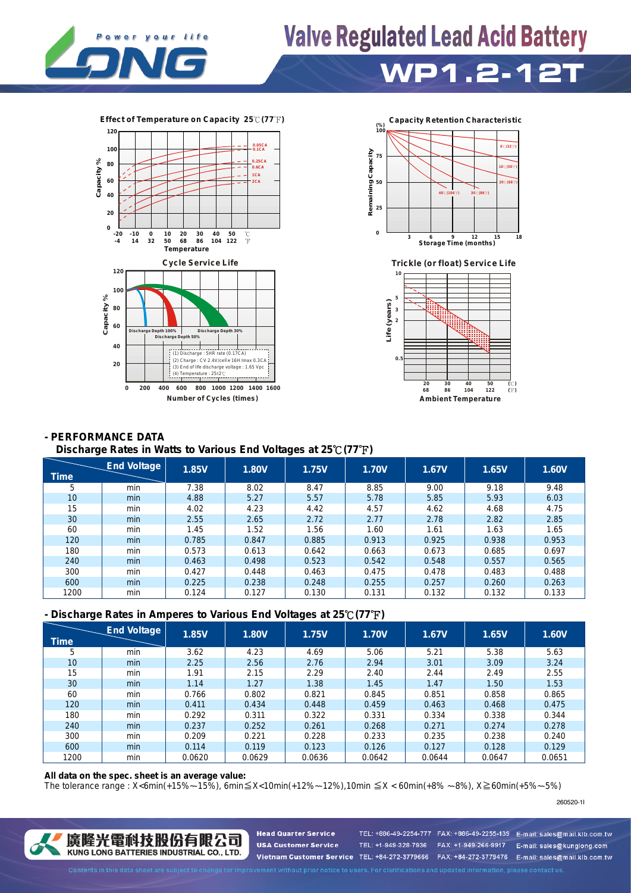# Valve Regulated Lead Acid Battery

## WP1.2-12T

### Effect of Temperature on Capacity 25℃(77℉)

Capacity %

120
100
80
60
40
20
0

0.05CA
0.1CA
0.25CA
0.6CA
1CA
2CA

-20 -10 0 10 20 30 40 50 ℃
-4 14 32 50 68 86 104 122 ℉

Temperature

### Capacity Retention Characteristic

(%)
100
75
50
25
0

Remaining Capacity

0℃(32℉)
10℃(50℉)
20℃(68℉)
40℃(104℉)
30℃(86℉)

3 6 9 12 15 18

Storage Time (months)

### Cycle Service Life

Capacity %

120
100
80
60
40
20

Discharge Depth 100%
Discharge Depth 50%
Discharge Depth 30%

(1) Discharge : 5HR rate (0.17CA)
(2) Charge : CV 2.4V/cell⊗16H Imax 0.3CA
(3) End of life discharge voltage : 1.65 Vpc
(4) Temperature : 25±2℃

0 200 400 600 800 1000 1200 1400 1600

Number of Cycles (times)

### Trickle (or float) Service Life

Life (years)

10
5
3
2
0.5

20 30 40 50 (℃)
68 86 104 122 (℉)

Ambient Temperature

## - PERFORMANCE DATA

### Discharge Rates in Watts to Various End Voltages at 25℃(77℉)

| Time | End Voltage | 1.85V | 1.80V | 1.75V | 1.70V | 1.67V | 1.65V | 1.60V |
|---|---|---|---|---|---|---|---|---|
| 5 | min | 7.38 | 8.02 | 8.47 | 8.85 | 9.00 | 9.18 | 9.48 |
| 10 | min | 4.88 | 5.27 | 5.57 | 5.78 | 5.85 | 5.93 | 6.03 |
| 15 | min | 4.02 | 4.23 | 4.42 | 4.57 | 4.62 | 4.68 | 4.75 |
| 30 | min | 2.55 | 2.65 | 2.72 | 2.77 | 2.78 | 2.82 | 2.85 |
| 60 | min | 1.45 | 1.52 | 1.56 | 1.60 | 1.61 | 1.63 | 1.65 |
| 120 | min | 0.785 | 0.847 | 0.885 | 0.913 | 0.925 | 0.938 | 0.953 |
| 180 | min | 0.573 | 0.613 | 0.642 | 0.663 | 0.673 | 0.685 | 0.697 |
| 240 | min | 0.463 | 0.498 | 0.523 | 0.542 | 0.548 | 0.557 | 0.565 |
| 300 | min | 0.427 | 0.448 | 0.463 | 0.475 | 0.478 | 0.483 | 0.488 |
| 600 | min | 0.225 | 0.238 | 0.248 | 0.255 | 0.257 | 0.260 | 0.263 |
| 1200 | min | 0.124 | 0.127 | 0.130 | 0.131 | 0.132 | 0.132 | 0.133 |

### - Discharge Rates in Amperes to Various End Voltages at 25℃(77℉)

| Time | End Voltage | 1.85V | 1.80V | 1.75V | 1.70V | 1.67V | 1.65V | 1.60V |
|---|---|---|---|---|---|---|---|---|
| 5 | min | 3.62 | 4.23 | 4.69 | 5.06 | 5.21 | 5.38 | 5.63 |
| 10 | min | 2.25 | 2.56 | 2.76 | 2.94 | 3.01 | 3.09 | 3.24 |
| 15 | min | 1.91 | 2.15 | 2.29 | 2.40 | 2.44 | 2.49 | 2.55 |
| 30 | min | 1.14 | 1.27 | 1.38 | 1.45 | 1.47 | 1.50 | 1.53 |
| 60 | min | 0.766 | 0.802 | 0.821 | 0.845 | 0.851 | 0.858 | 0.865 |
| 120 | min | 0.411 | 0.434 | 0.448 | 0.459 | 0.463 | 0.468 | 0.475 |
| 180 | min | 0.292 | 0.311 | 0.322 | 0.331 | 0.334 | 0.338 | 0.344 |
| 240 | min | 0.237 | 0.252 | 0.261 | 0.268 | 0.271 | 0.274 | 0.278 |
| 300 | min | 0.209 | 0.221 | 0.228 | 0.233 | 0.235 | 0.238 | 0.240 |
| 600 | min | 0.114 | 0.119 | 0.123 | 0.126 | 0.127 | 0.128 | 0.129 |
| 1200 | min | 0.0620 | 0.0629 | 0.0636 | 0.0642 | 0.0644 | 0.0647 | 0.0651 |

**All data on the spec. sheet is an average value:**
The tolerance range : X<6min(+15%~-15%), 6min≦X<10min(+12%~-12%),10min ≦X < 60min(+8% ~-8%), X≧60min(+5%~-5%)

260520-1I

廣隆光電科技股份有限公司
KUNG LONG BATTERIES INDUSTRIAL CO., LTD.

| | | | |
|---|---|---|---|
| Head Quarter Service | TEL: +886-49-2254-777 | FAX: +886-49-2255-139 | E-mail: sales@mail.klb.com.tw |
| USA Customer Service | TEL: +1-949-328-7936 | FAX: +1-949-266-8917 | E-mail: sales@kunglong.com |
| Vietnam Customer Service | TEL: +84-272-3779666 | FAX: +84-272-3779476 | E-mail: sales@mail.klb.com.tw |

Contents in this data sheet are subject to change for improvement without prior notice to users. For clarifications and updated information, please contact us.